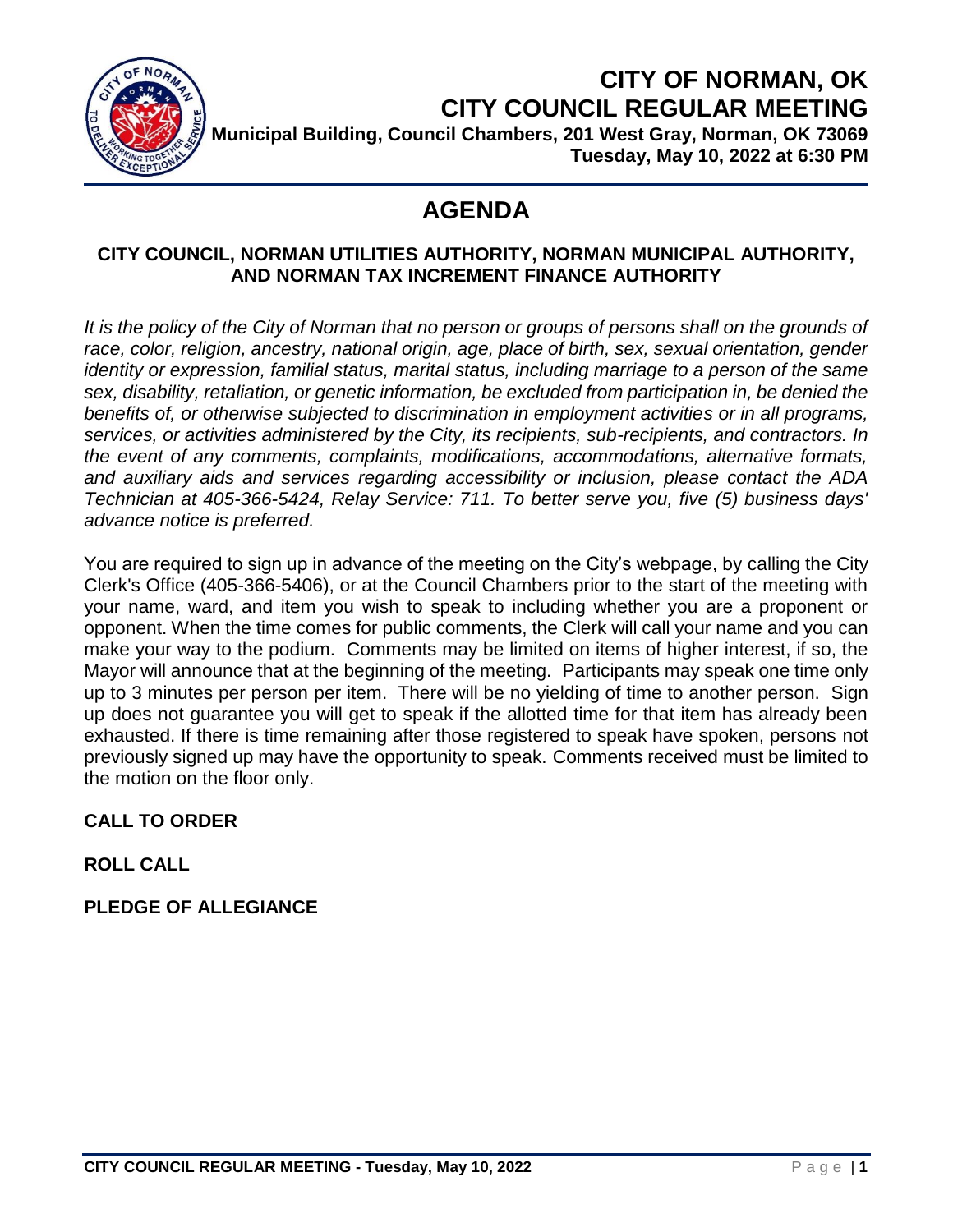# CITY OF NORMAN, OK
# CITY COUNCIL REGULAR MEETING

**Municipal Building, Council Chambers, 201 West Gray, Norman, OK 73069**
**Tuesday, May 10, 2022 at 6:30 PM**

## AGENDA

### CITY COUNCIL, NORMAN UTILITIES AUTHORITY, NORMAN MUNICIPAL AUTHORITY, AND NORMAN TAX INCREMENT FINANCE AUTHORITY

*It is the policy of the City of Norman that no person or groups of persons shall on the grounds of race, color, religion, ancestry, national origin, age, place of birth, sex, sexual orientation, gender identity or expression, familial status, marital status, including marriage to a person of the same sex, disability, retaliation, or genetic information, be excluded from participation in, be denied the benefits of, or otherwise subjected to discrimination in employment activities or in all programs, services, or activities administered by the City, its recipients, sub-recipients, and contractors. In the event of any comments, complaints, modifications, accommodations, alternative formats, and auxiliary aids and services regarding accessibility or inclusion, please contact the ADA Technician at 405-366-5424, Relay Service: 711. To better serve you, five (5) business days' advance notice is preferred.*

You are required to sign up in advance of the meeting on the City's webpage, by calling the City Clerk's Office (405-366-5406), or at the Council Chambers prior to the start of the meeting with your name, ward, and item you wish to speak to including whether you are a proponent or opponent. When the time comes for public comments, the Clerk will call your name and you can make your way to the podium. Comments may be limited on items of higher interest, if so, the Mayor will announce that at the beginning of the meeting. Participants may speak one time only up to 3 minutes per person per item. There will be no yielding of time to another person. Sign up does not guarantee you will get to speak if the allotted time for that item has already been exhausted. If there is time remaining after those registered to speak have spoken, persons not previously signed up may have the opportunity to speak. Comments received must be limited to the motion on the floor only.

**CALL TO ORDER**

**ROLL CALL**

**PLEDGE OF ALLEGIANCE**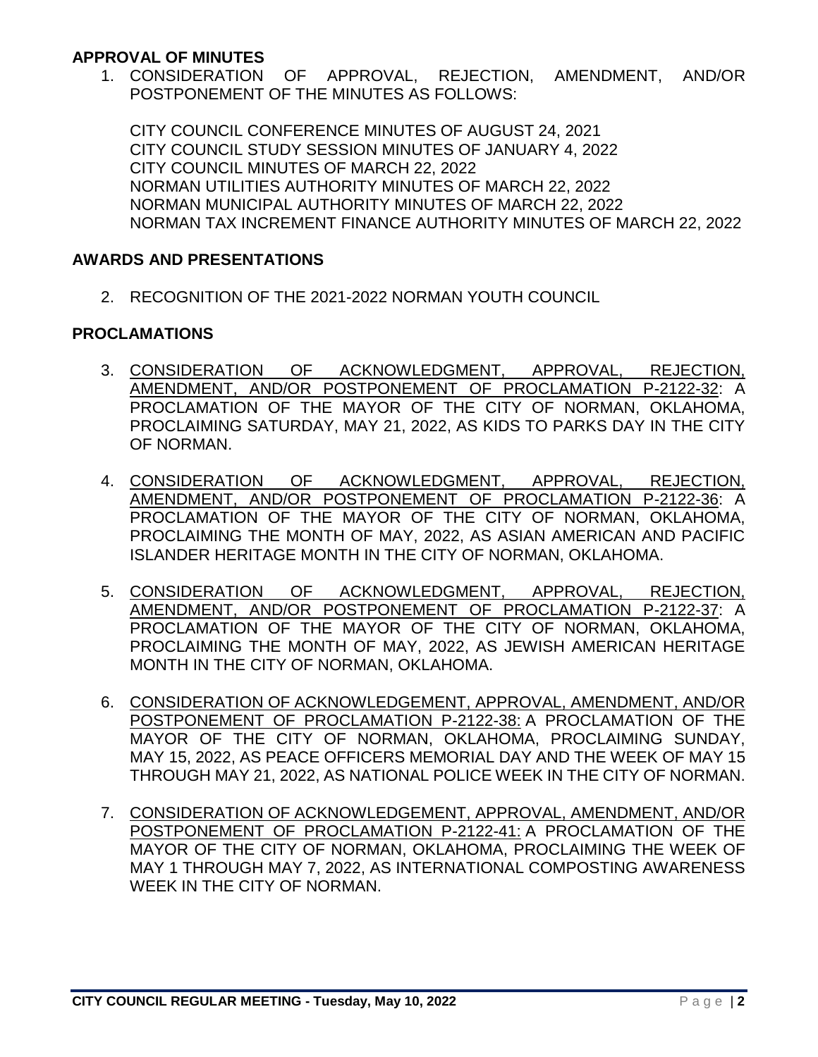## APPROVAL OF MINUTES

1. CONSIDERATION OF APPROVAL, REJECTION, AMENDMENT, AND/OR POSTPONEMENT OF THE MINUTES AS FOLLOWS:

   CITY COUNCIL CONFERENCE MINUTES OF AUGUST 24, 2021
   CITY COUNCIL STUDY SESSION MINUTES OF JANUARY 4, 2022
   CITY COUNCIL MINUTES OF MARCH 22, 2022
   NORMAN UTILITIES AUTHORITY MINUTES OF MARCH 22, 2022
   NORMAN MUNICIPAL AUTHORITY MINUTES OF MARCH 22, 2022
   NORMAN TAX INCREMENT FINANCE AUTHORITY MINUTES OF MARCH 22, 2022

## AWARDS AND PRESENTATIONS

2. RECOGNITION OF THE 2021-2022 NORMAN YOUTH COUNCIL

## PROCLAMATIONS

3. CONSIDERATION OF ACKNOWLEDGMENT, APPROVAL, REJECTION, AMENDMENT, AND/OR POSTPONEMENT OF PROCLAMATION P-2122-32: A PROCLAMATION OF THE MAYOR OF THE CITY OF NORMAN, OKLAHOMA, PROCLAIMING SATURDAY, MAY 21, 2022, AS KIDS TO PARKS DAY IN THE CITY OF NORMAN.

4. CONSIDERATION OF ACKNOWLEDGMENT, APPROVAL, REJECTION, AMENDMENT, AND/OR POSTPONEMENT OF PROCLAMATION P-2122-36: A PROCLAMATION OF THE MAYOR OF THE CITY OF NORMAN, OKLAHOMA, PROCLAIMING THE MONTH OF MAY, 2022, AS ASIAN AMERICAN AND PACIFIC ISLANDER HERITAGE MONTH IN THE CITY OF NORMAN, OKLAHOMA.

5. CONSIDERATION OF ACKNOWLEDGMENT, APPROVAL, REJECTION, AMENDMENT, AND/OR POSTPONEMENT OF PROCLAMATION P-2122-37: A PROCLAMATION OF THE MAYOR OF THE CITY OF NORMAN, OKLAHOMA, PROCLAIMING THE MONTH OF MAY, 2022, AS JEWISH AMERICAN HERITAGE MONTH IN THE CITY OF NORMAN, OKLAHOMA.

6. CONSIDERATION OF ACKNOWLEDGEMENT, APPROVAL, AMENDMENT, AND/OR POSTPONEMENT OF PROCLAMATION P-2122-38: A PROCLAMATION OF THE MAYOR OF THE CITY OF NORMAN, OKLAHOMA, PROCLAIMING SUNDAY, MAY 15, 2022, AS PEACE OFFICERS MEMORIAL DAY AND THE WEEK OF MAY 15 THROUGH MAY 21, 2022, AS NATIONAL POLICE WEEK IN THE CITY OF NORMAN.

7. CONSIDERATION OF ACKNOWLEDGEMENT, APPROVAL, AMENDMENT, AND/OR POSTPONEMENT OF PROCLAMATION P-2122-41: A PROCLAMATION OF THE MAYOR OF THE CITY OF NORMAN, OKLAHOMA, PROCLAIMING THE WEEK OF MAY 1 THROUGH MAY 7, 2022, AS INTERNATIONAL COMPOSTING AWARENESS WEEK IN THE CITY OF NORMAN.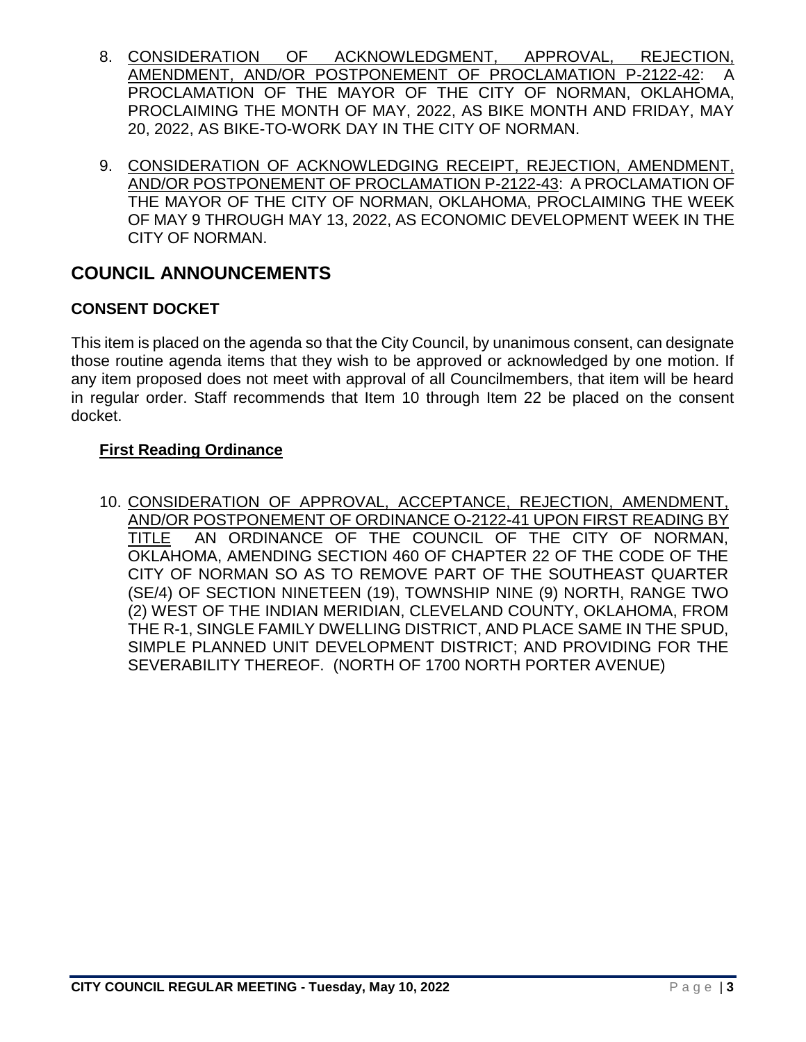8. CONSIDERATION OF ACKNOWLEDGMENT, APPROVAL, REJECTION, AMENDMENT, AND/OR POSTPONEMENT OF PROCLAMATION P-2122-42: A PROCLAMATION OF THE MAYOR OF THE CITY OF NORMAN, OKLAHOMA, PROCLAIMING THE MONTH OF MAY, 2022, AS BIKE MONTH AND FRIDAY, MAY 20, 2022, AS BIKE-TO-WORK DAY IN THE CITY OF NORMAN.

9. CONSIDERATION OF ACKNOWLEDGING RECEIPT, REJECTION, AMENDMENT, AND/OR POSTPONEMENT OF PROCLAMATION P-2122-43: A PROCLAMATION OF THE MAYOR OF THE CITY OF NORMAN, OKLAHOMA, PROCLAIMING THE WEEK OF MAY 9 THROUGH MAY 13, 2022, AS ECONOMIC DEVELOPMENT WEEK IN THE CITY OF NORMAN.

## COUNCIL ANNOUNCEMENTS

### CONSENT DOCKET

This item is placed on the agenda so that the City Council, by unanimous consent, can designate those routine agenda items that they wish to be approved or acknowledged by one motion. If any item proposed does not meet with approval of all Councilmembers, that item will be heard in regular order. Staff recommends that Item 10 through Item 22 be placed on the consent docket.

**First Reading Ordinance**

10. CONSIDERATION OF APPROVAL, ACCEPTANCE, REJECTION, AMENDMENT, AND/OR POSTPONEMENT OF ORDINANCE O-2122-41 UPON FIRST READING BY TITLE AN ORDINANCE OF THE COUNCIL OF THE CITY OF NORMAN, OKLAHOMA, AMENDING SECTION 460 OF CHAPTER 22 OF THE CODE OF THE CITY OF NORMAN SO AS TO REMOVE PART OF THE SOUTHEAST QUARTER (SE/4) OF SECTION NINETEEN (19), TOWNSHIP NINE (9) NORTH, RANGE TWO (2) WEST OF THE INDIAN MERIDIAN, CLEVELAND COUNTY, OKLAHOMA, FROM THE R-1, SINGLE FAMILY DWELLING DISTRICT, AND PLACE SAME IN THE SPUD, SIMPLE PLANNED UNIT DEVELOPMENT DISTRICT; AND PROVIDING FOR THE SEVERABILITY THEREOF. (NORTH OF 1700 NORTH PORTER AVENUE)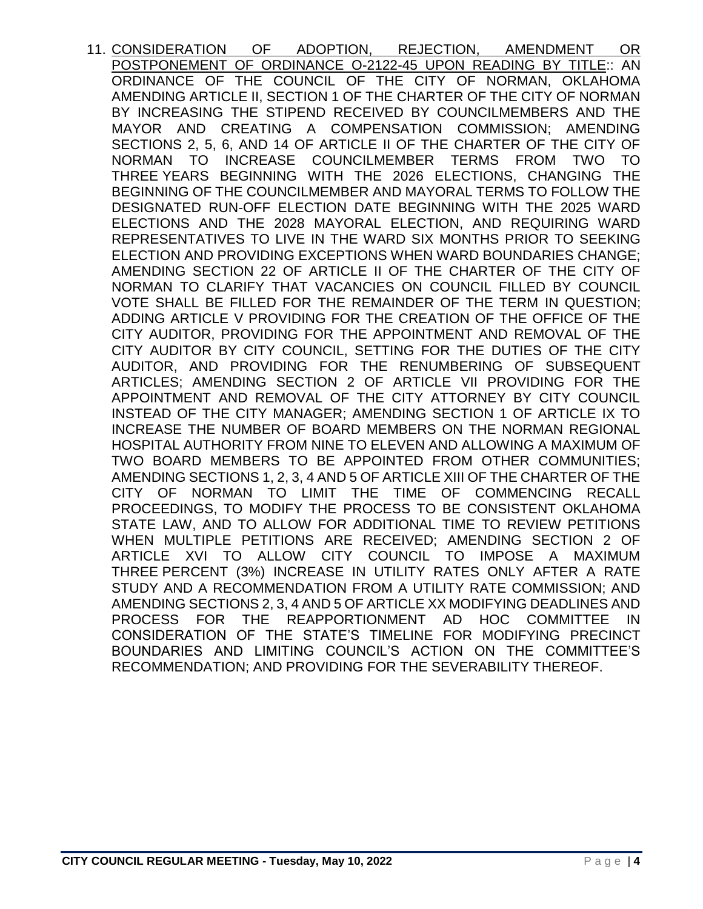11. CONSIDERATION OF ADOPTION, REJECTION, AMENDMENT OR POSTPONEMENT OF ORDINANCE O-2122-45 UPON READING BY TITLE:: AN ORDINANCE OF THE COUNCIL OF THE CITY OF NORMAN, OKLAHOMA AMENDING ARTICLE II, SECTION 1 OF THE CHARTER OF THE CITY OF NORMAN BY INCREASING THE STIPEND RECEIVED BY COUNCILMEMBERS AND THE MAYOR AND CREATING A COMPENSATION COMMISSION; AMENDING SECTIONS 2, 5, 6, AND 14 OF ARTICLE II OF THE CHARTER OF THE CITY OF NORMAN TO INCREASE COUNCILMEMBER TERMS FROM TWO TO THREE YEARS BEGINNING WITH THE 2026 ELECTIONS, CHANGING THE BEGINNING OF THE COUNCILMEMBER AND MAYORAL TERMS TO FOLLOW THE DESIGNATED RUN-OFF ELECTION DATE BEGINNING WITH THE 2025 WARD ELECTIONS AND THE 2028 MAYORAL ELECTION, AND REQUIRING WARD REPRESENTATIVES TO LIVE IN THE WARD SIX MONTHS PRIOR TO SEEKING ELECTION AND PROVIDING EXCEPTIONS WHEN WARD BOUNDARIES CHANGE; AMENDING SECTION 22 OF ARTICLE II OF THE CHARTER OF THE CITY OF NORMAN TO CLARIFY THAT VACANCIES ON COUNCIL FILLED BY COUNCIL VOTE SHALL BE FILLED FOR THE REMAINDER OF THE TERM IN QUESTION; ADDING ARTICLE V PROVIDING FOR THE CREATION OF THE OFFICE OF THE CITY AUDITOR, PROVIDING FOR THE APPOINTMENT AND REMOVAL OF THE CITY AUDITOR BY CITY COUNCIL, SETTING FOR THE DUTIES OF THE CITY AUDITOR, AND PROVIDING FOR THE RENUMBERING OF SUBSEQUENT ARTICLES; AMENDING SECTION 2 OF ARTICLE VII PROVIDING FOR THE APPOINTMENT AND REMOVAL OF THE CITY ATTORNEY BY CITY COUNCIL INSTEAD OF THE CITY MANAGER; AMENDING SECTION 1 OF ARTICLE IX TO INCREASE THE NUMBER OF BOARD MEMBERS ON THE NORMAN REGIONAL HOSPITAL AUTHORITY FROM NINE TO ELEVEN AND ALLOWING A MAXIMUM OF TWO BOARD MEMBERS TO BE APPOINTED FROM OTHER COMMUNITIES; AMENDING SECTIONS 1, 2, 3, 4 AND 5 OF ARTICLE XIII OF THE CHARTER OF THE CITY OF NORMAN TO LIMIT THE TIME OF COMMENCING RECALL PROCEEDINGS, TO MODIFY THE PROCESS TO BE CONSISTENT OKLAHOMA STATE LAW, AND TO ALLOW FOR ADDITIONAL TIME TO REVIEW PETITIONS WHEN MULTIPLE PETITIONS ARE RECEIVED; AMENDING SECTION 2 OF ARTICLE XVI TO ALLOW CITY COUNCIL TO IMPOSE A MAXIMUM THREE PERCENT (3%) INCREASE IN UTILITY RATES ONLY AFTER A RATE STUDY AND A RECOMMENDATION FROM A UTILITY RATE COMMISSION; AND AMENDING SECTIONS 2, 3, 4 AND 5 OF ARTICLE XX MODIFYING DEADLINES AND PROCESS FOR THE REAPPORTIONMENT AD HOC COMMITTEE IN CONSIDERATION OF THE STATE'S TIMELINE FOR MODIFYING PRECINCT BOUNDARIES AND LIMITING COUNCIL'S ACTION ON THE COMMITTEE'S RECOMMENDATION; AND PROVIDING FOR THE SEVERABILITY THEREOF.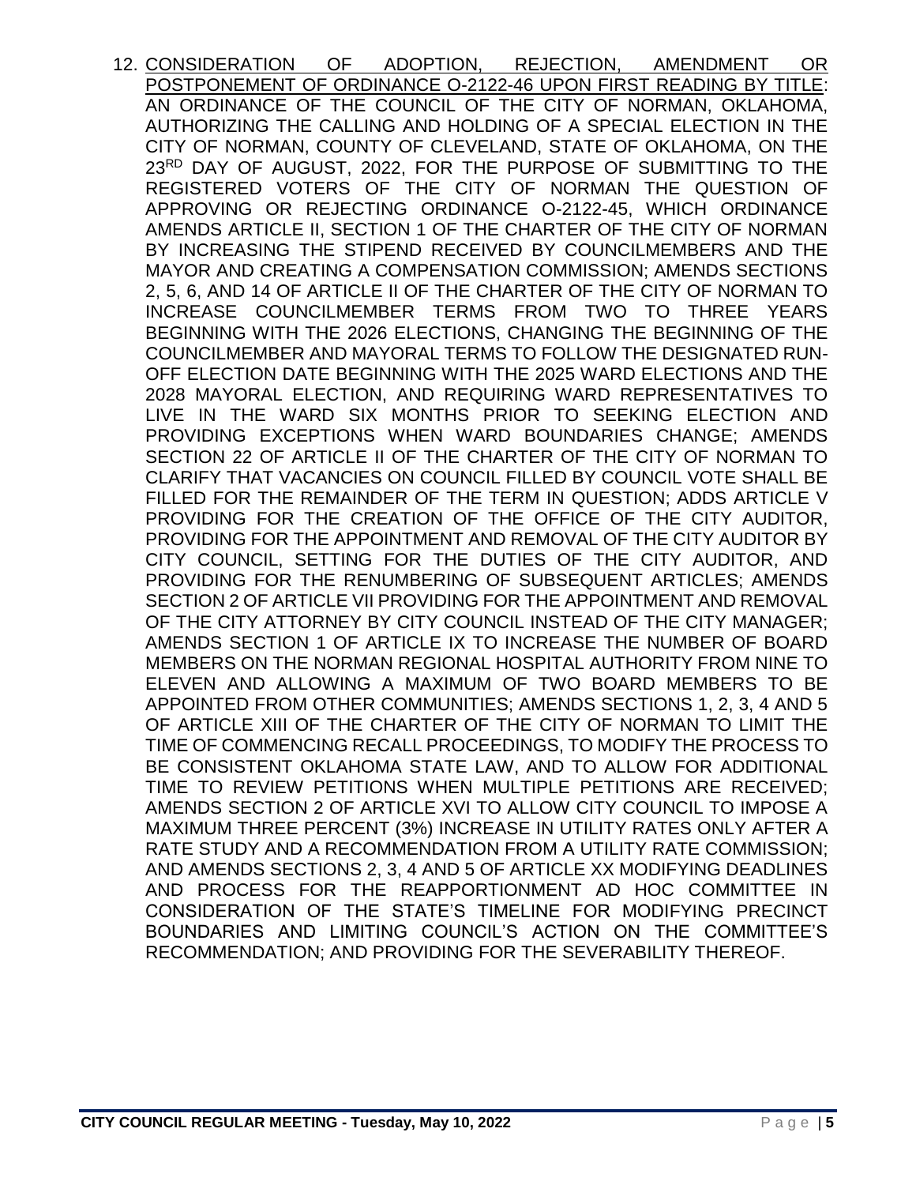12. <u>CONSIDERATION OF ADOPTION, REJECTION, AMENDMENT OR POSTPONEMENT OF ORDINANCE O-2122-46 UPON FIRST READING BY TITLE</u>: AN ORDINANCE OF THE COUNCIL OF THE CITY OF NORMAN, OKLAHOMA, AUTHORIZING THE CALLING AND HOLDING OF A SPECIAL ELECTION IN THE CITY OF NORMAN, COUNTY OF CLEVELAND, STATE OF OKLAHOMA, ON THE 23RD DAY OF AUGUST, 2022, FOR THE PURPOSE OF SUBMITTING TO THE REGISTERED VOTERS OF THE CITY OF NORMAN THE QUESTION OF APPROVING OR REJECTING ORDINANCE O-2122-45, WHICH ORDINANCE AMENDS ARTICLE II, SECTION 1 OF THE CHARTER OF THE CITY OF NORMAN BY INCREASING THE STIPEND RECEIVED BY COUNCILMEMBERS AND THE MAYOR AND CREATING A COMPENSATION COMMISSION; AMENDS SECTIONS 2, 5, 6, AND 14 OF ARTICLE II OF THE CHARTER OF THE CITY OF NORMAN TO INCREASE COUNCILMEMBER TERMS FROM TWO TO THREE YEARS BEGINNING WITH THE 2026 ELECTIONS, CHANGING THE BEGINNING OF THE COUNCILMEMBER AND MAYORAL TERMS TO FOLLOW THE DESIGNATED RUN-OFF ELECTION DATE BEGINNING WITH THE 2025 WARD ELECTIONS AND THE 2028 MAYORAL ELECTION, AND REQUIRING WARD REPRESENTATIVES TO LIVE IN THE WARD SIX MONTHS PRIOR TO SEEKING ELECTION AND PROVIDING EXCEPTIONS WHEN WARD BOUNDARIES CHANGE; AMENDS SECTION 22 OF ARTICLE II OF THE CHARTER OF THE CITY OF NORMAN TO CLARIFY THAT VACANCIES ON COUNCIL FILLED BY COUNCIL VOTE SHALL BE FILLED FOR THE REMAINDER OF THE TERM IN QUESTION; ADDS ARTICLE V PROVIDING FOR THE CREATION OF THE OFFICE OF THE CITY AUDITOR, PROVIDING FOR THE APPOINTMENT AND REMOVAL OF THE CITY AUDITOR BY CITY COUNCIL, SETTING FOR THE DUTIES OF THE CITY AUDITOR, AND PROVIDING FOR THE RENUMBERING OF SUBSEQUENT ARTICLES; AMENDS SECTION 2 OF ARTICLE VII PROVIDING FOR THE APPOINTMENT AND REMOVAL OF THE CITY ATTORNEY BY CITY COUNCIL INSTEAD OF THE CITY MANAGER; AMENDS SECTION 1 OF ARTICLE IX TO INCREASE THE NUMBER OF BOARD MEMBERS ON THE NORMAN REGIONAL HOSPITAL AUTHORITY FROM NINE TO ELEVEN AND ALLOWING A MAXIMUM OF TWO BOARD MEMBERS TO BE APPOINTED FROM OTHER COMMUNITIES; AMENDS SECTIONS 1, 2, 3, 4 AND 5 OF ARTICLE XIII OF THE CHARTER OF THE CITY OF NORMAN TO LIMIT THE TIME OF COMMENCING RECALL PROCEEDINGS, TO MODIFY THE PROCESS TO BE CONSISTENT OKLAHOMA STATE LAW, AND TO ALLOW FOR ADDITIONAL TIME TO REVIEW PETITIONS WHEN MULTIPLE PETITIONS ARE RECEIVED; AMENDS SECTION 2 OF ARTICLE XVI TO ALLOW CITY COUNCIL TO IMPOSE A MAXIMUM THREE PERCENT (3%) INCREASE IN UTILITY RATES ONLY AFTER A RATE STUDY AND A RECOMMENDATION FROM A UTILITY RATE COMMISSION; AND AMENDS SECTIONS 2, 3, 4 AND 5 OF ARTICLE XX MODIFYING DEADLINES AND PROCESS FOR THE REAPPORTIONMENT AD HOC COMMITTEE IN CONSIDERATION OF THE STATE'S TIMELINE FOR MODIFYING PRECINCT BOUNDARIES AND LIMITING COUNCIL'S ACTION ON THE COMMITTEE'S RECOMMENDATION; AND PROVIDING FOR THE SEVERABILITY THEREOF.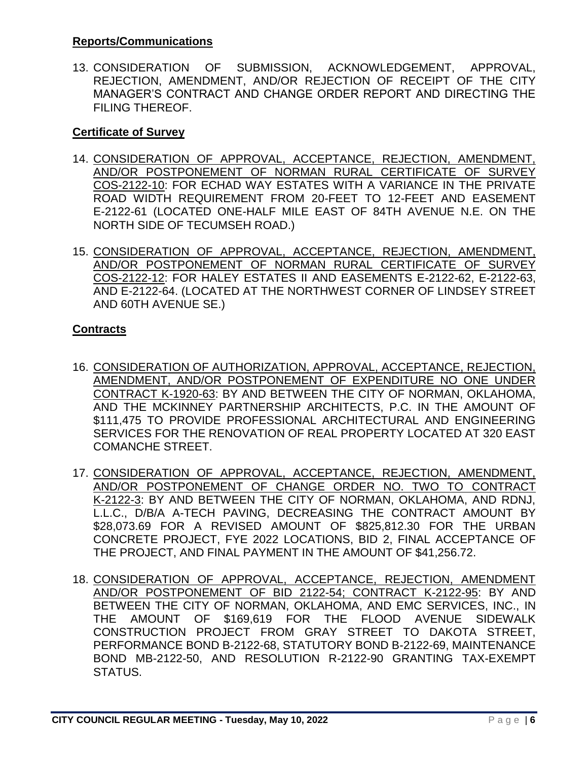**Reports/Communications**

13. CONSIDERATION OF SUBMISSION, ACKNOWLEDGEMENT, APPROVAL, REJECTION, AMENDMENT, AND/OR REJECTION OF RECEIPT OF THE CITY MANAGER'S CONTRACT AND CHANGE ORDER REPORT AND DIRECTING THE FILING THEREOF.

**Certificate of Survey**

14. CONSIDERATION OF APPROVAL, ACCEPTANCE, REJECTION, AMENDMENT, AND/OR POSTPONEMENT OF NORMAN RURAL CERTIFICATE OF SURVEY COS-2122-10: FOR ECHAD WAY ESTATES WITH A VARIANCE IN THE PRIVATE ROAD WIDTH REQUIREMENT FROM 20-FEET TO 12-FEET AND EASEMENT E-2122-61 (LOCATED ONE-HALF MILE EAST OF 84TH AVENUE N.E. ON THE NORTH SIDE OF TECUMSEH ROAD.)

15. CONSIDERATION OF APPROVAL, ACCEPTANCE, REJECTION, AMENDMENT, AND/OR POSTPONEMENT OF NORMAN RURAL CERTIFICATE OF SURVEY COS-2122-12: FOR HALEY ESTATES II AND EASEMENTS E-2122-62, E-2122-63, AND E-2122-64. (LOCATED AT THE NORTHWEST CORNER OF LINDSEY STREET AND 60TH AVENUE SE.)

**Contracts**

16. CONSIDERATION OF AUTHORIZATION, APPROVAL, ACCEPTANCE, REJECTION, AMENDMENT, AND/OR POSTPONEMENT OF EXPENDITURE NO ONE UNDER CONTRACT K-1920-63: BY AND BETWEEN THE CITY OF NORMAN, OKLAHOMA, AND THE MCKINNEY PARTNERSHIP ARCHITECTS, P.C. IN THE AMOUNT OF $111,475 TO PROVIDE PROFESSIONAL ARCHITECTURAL AND ENGINEERING SERVICES FOR THE RENOVATION OF REAL PROPERTY LOCATED AT 320 EAST COMANCHE STREET.

17. CONSIDERATION OF APPROVAL, ACCEPTANCE, REJECTION, AMENDMENT, AND/OR POSTPONEMENT OF CHANGE ORDER NO. TWO TO CONTRACT K-2122-3: BY AND BETWEEN THE CITY OF NORMAN, OKLAHOMA, AND RDNJ, L.L.C., D/B/A A-TECH PAVING, DECREASING THE CONTRACT AMOUNT BY $28,073.69 FOR A REVISED AMOUNT OF $825,812.30 FOR THE URBAN CONCRETE PROJECT, FYE 2022 LOCATIONS, BID 2, FINAL ACCEPTANCE OF THE PROJECT, AND FINAL PAYMENT IN THE AMOUNT OF $41,256.72.

18. CONSIDERATION OF APPROVAL, ACCEPTANCE, REJECTION, AMENDMENT AND/OR POSTPONEMENT OF BID 2122-54; CONTRACT K-2122-95: BY AND BETWEEN THE CITY OF NORMAN, OKLAHOMA, AND EMC SERVICES, INC., IN THE AMOUNT OF $169,619 FOR THE FLOOD AVENUE SIDEWALK CONSTRUCTION PROJECT FROM GRAY STREET TO DAKOTA STREET, PERFORMANCE BOND B-2122-68, STATUTORY BOND B-2122-69, MAINTENANCE BOND MB-2122-50, AND RESOLUTION R-2122-90 GRANTING TAX-EXEMPT STATUS.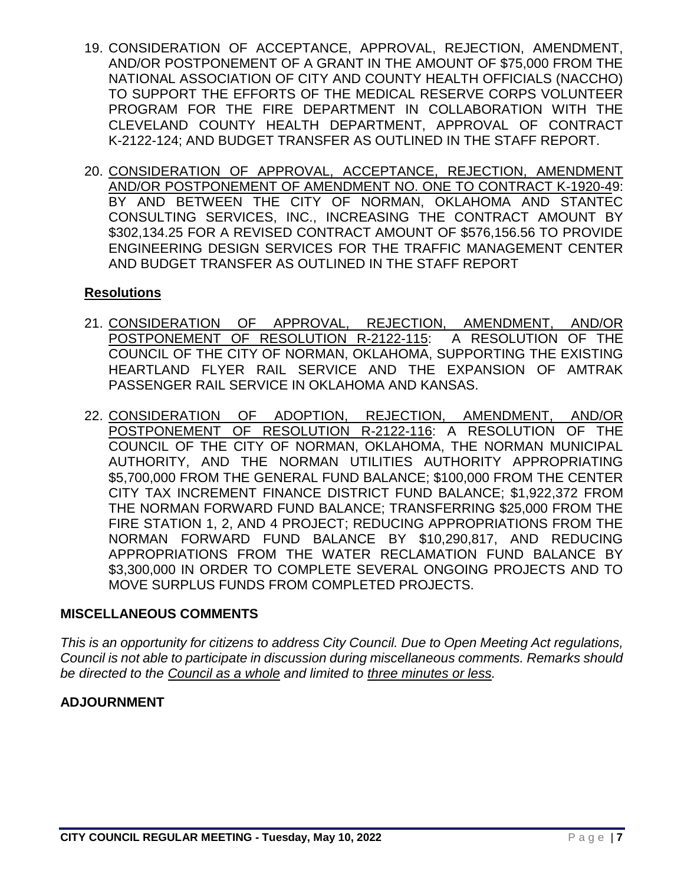19. CONSIDERATION OF ACCEPTANCE, APPROVAL, REJECTION, AMENDMENT, AND/OR POSTPONEMENT OF A GRANT IN THE AMOUNT OF $75,000 FROM THE NATIONAL ASSOCIATION OF CITY AND COUNTY HEALTH OFFICIALS (NACCHO) TO SUPPORT THE EFFORTS OF THE MEDICAL RESERVE CORPS VOLUNTEER PROGRAM FOR THE FIRE DEPARTMENT IN COLLABORATION WITH THE CLEVELAND COUNTY HEALTH DEPARTMENT, APPROVAL OF CONTRACT K-2122-124; AND BUDGET TRANSFER AS OUTLINED IN THE STAFF REPORT.

20. CONSIDERATION OF APPROVAL, ACCEPTANCE, REJECTION, AMENDMENT AND/OR POSTPONEMENT OF AMENDMENT NO. ONE TO CONTRACT K-1920-49: BY AND BETWEEN THE CITY OF NORMAN, OKLAHOMA AND STANTEC CONSULTING SERVICES, INC., INCREASING THE CONTRACT AMOUNT BY $302,134.25 FOR A REVISED CONTRACT AMOUNT OF $576,156.56 TO PROVIDE ENGINEERING DESIGN SERVICES FOR THE TRAFFIC MANAGEMENT CENTER AND BUDGET TRANSFER AS OUTLINED IN THE STAFF REPORT

**Resolutions**

21. CONSIDERATION OF APPROVAL, REJECTION, AMENDMENT, AND/OR POSTPONEMENT OF RESOLUTION R-2122-115: A RESOLUTION OF THE COUNCIL OF THE CITY OF NORMAN, OKLAHOMA, SUPPORTING THE EXISTING HEARTLAND FLYER RAIL SERVICE AND THE EXPANSION OF AMTRAK PASSENGER RAIL SERVICE IN OKLAHOMA AND KANSAS.

22. CONSIDERATION OF ADOPTION, REJECTION, AMENDMENT, AND/OR POSTPONEMENT OF RESOLUTION R-2122-116: A RESOLUTION OF THE COUNCIL OF THE CITY OF NORMAN, OKLAHOMA, THE NORMAN MUNICIPAL AUTHORITY, AND THE NORMAN UTILITIES AUTHORITY APPROPRIATING $5,700,000 FROM THE GENERAL FUND BALANCE; $100,000 FROM THE CENTER CITY TAX INCREMENT FINANCE DISTRICT FUND BALANCE; $1,922,372 FROM THE NORMAN FORWARD FUND BALANCE; TRANSFERRING $25,000 FROM THE FIRE STATION 1, 2, AND 4 PROJECT; REDUCING APPROPRIATIONS FROM THE NORMAN FORWARD FUND BALANCE BY $10,290,817, AND REDUCING APPROPRIATIONS FROM THE WATER RECLAMATION FUND BALANCE BY $3,300,000 IN ORDER TO COMPLETE SEVERAL ONGOING PROJECTS AND TO MOVE SURPLUS FUNDS FROM COMPLETED PROJECTS.

## MISCELLANEOUS COMMENTS

*This is an opportunity for citizens to address City Council. Due to Open Meeting Act regulations, Council is not able to participate in discussion during miscellaneous comments. Remarks should be directed to the Council as a whole and limited to three minutes or less.*

## ADJOURNMENT